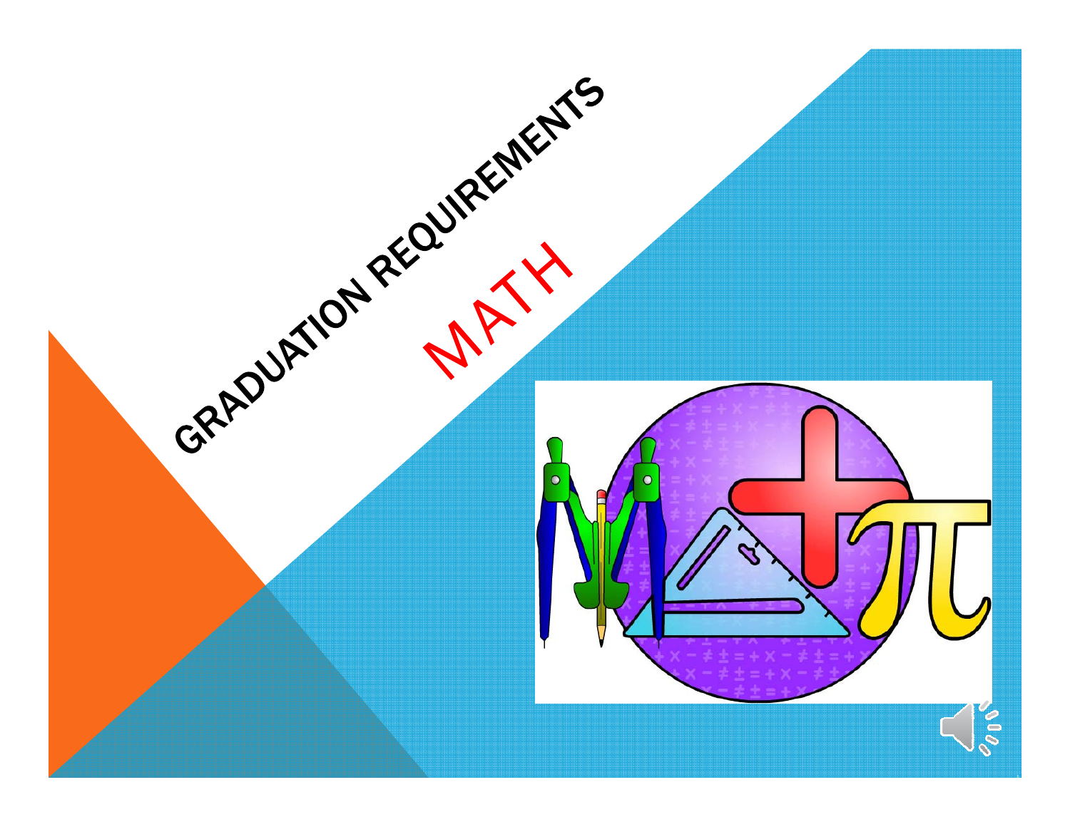# GRADUATION REQUIREMENTS

## MATH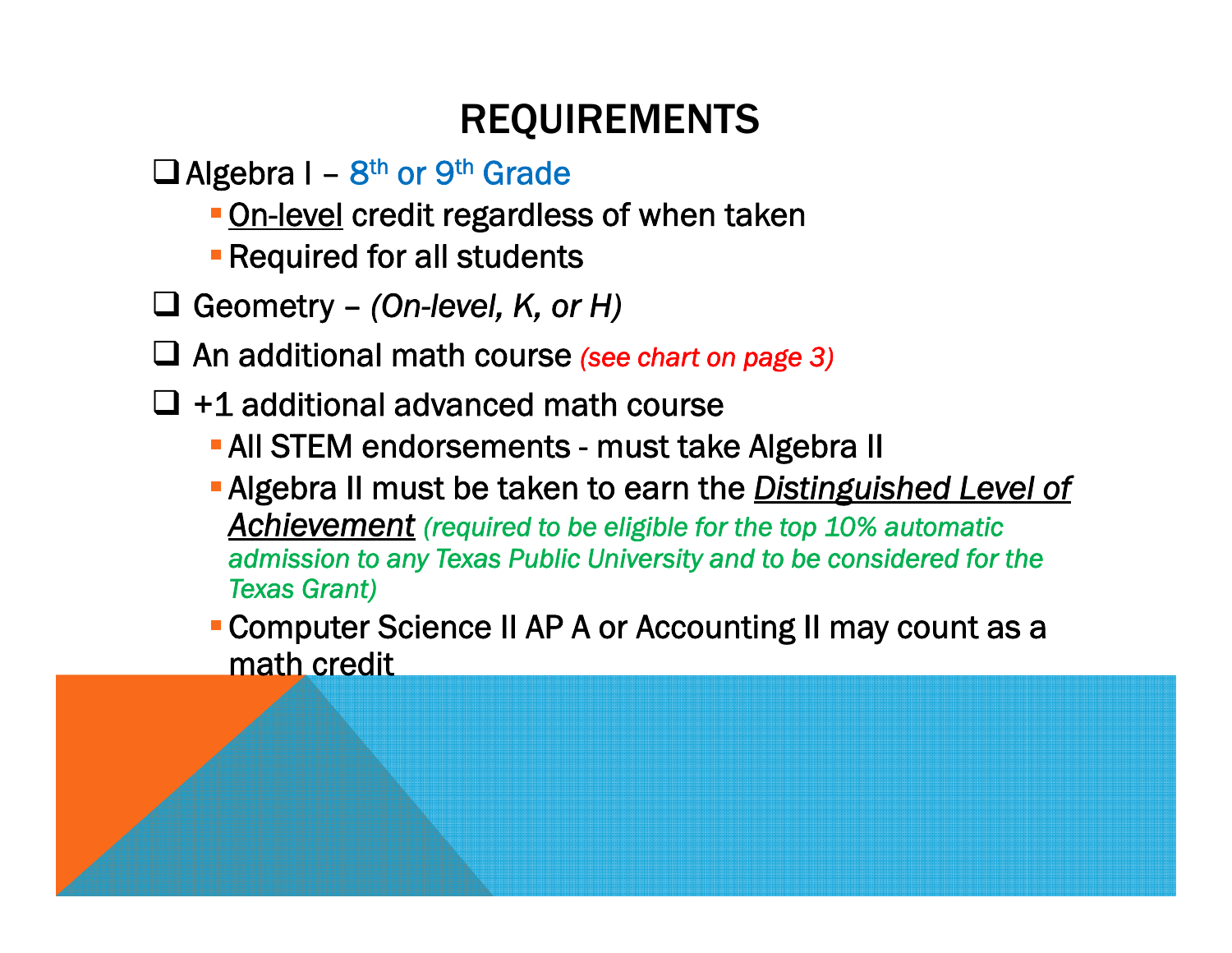# REQUIREMENTS

- Algebra I – 8th or 9th Grade
  - <u>On-level</u> credit regardless of when taken
  - Required for all students
- Geometry – *(On-level, K, or H)*
- An additional math course *(see chart on page 3)*
- +1 additional advanced math course
  - All STEM endorsements - must take Algebra II
  - Algebra II must be taken to earn the ***<u>Distinguished Level of Achievement</u>*** *(required to be eligible for the top 10% automatic admission to any Texas Public University and to be considered for the Texas Grant)*
  - Computer Science II AP A or Accounting II may count as a math credit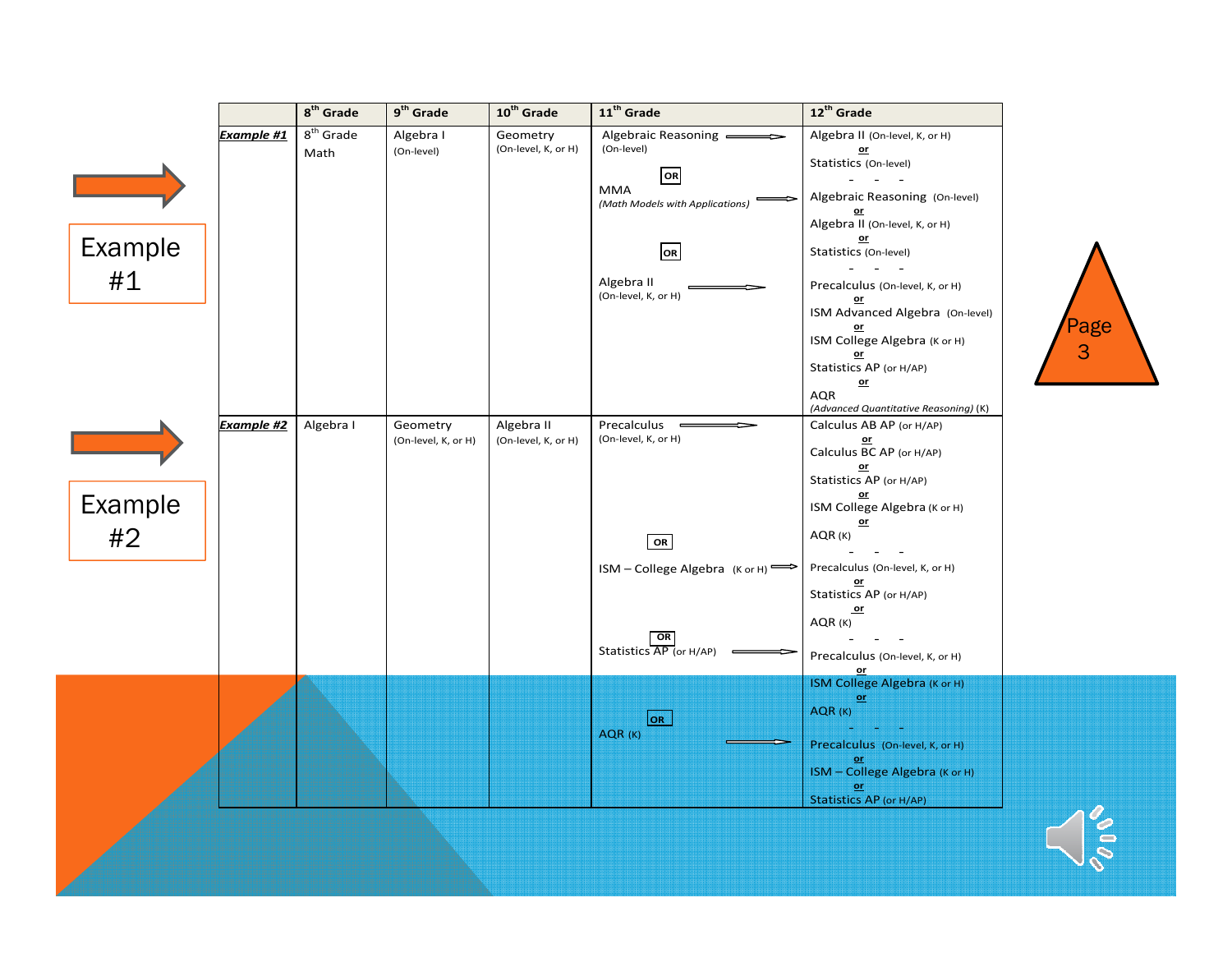Example #1

Example #2

Page 3

| | 8th Grade | 9th Grade | 10th Grade | 11th Grade | 12th Grade |
|---|---|---|---|---|---|
| ***Example #1*** | 8th Grade Math | Algebra I (On-level) | Geometry (On-level, K, or H) | Algebraic Reasoning (On-level) → | Algebra II (On-level, K, or H) **or** Statistics (On-level) |
| | | | | **OR** | |
| | | | | MMA *(Math Models with Applications)* → | Algebraic Reasoning (On-level) **or** Algebra II (On-level, K, or H) **or** Statistics (On-level) |
| | | | | **OR** | |
| | | | | Algebra II (On-level, K, or H) → | Precalculus (On-level, K, or H) **or** ISM Advanced Algebra (On-level) **or** ISM College Algebra (K or H) **or** Statistics AP (or H/AP) **or** AQR *(Advanced Quantitative Reasoning)* (K) |
| ***Example #2*** | Algebra I | Geometry (On-level, K, or H) | Algebra II (On-level, K, or H) | Precalculus (On-level, K, or H) → | Calculus AB AP (or H/AP) **or** Calculus BC AP (or H/AP) **or** Statistics AP (or H/AP) **or** ISM College Algebra (K or H) **or** AQR (K) |
| | | | | **OR** | |
| | | | | ISM – College Algebra (K or H) → | Precalculus (On-level, K, or H) **or** Statistics AP (or H/AP) **or** AQR (K) |
| | | | | **OR** | |
| | | | | Statistics AP (or H/AP) → | Precalculus (On-level, K, or H) **or** ISM College Algebra (K or H) **or** AQR (K) |
| | | | | **OR** | |
| | | | | AQR (K) → | Precalculus (On-level, K, or H) **or** ISM – College Algebra (K or H) **or** Statistics AP (or H/AP) |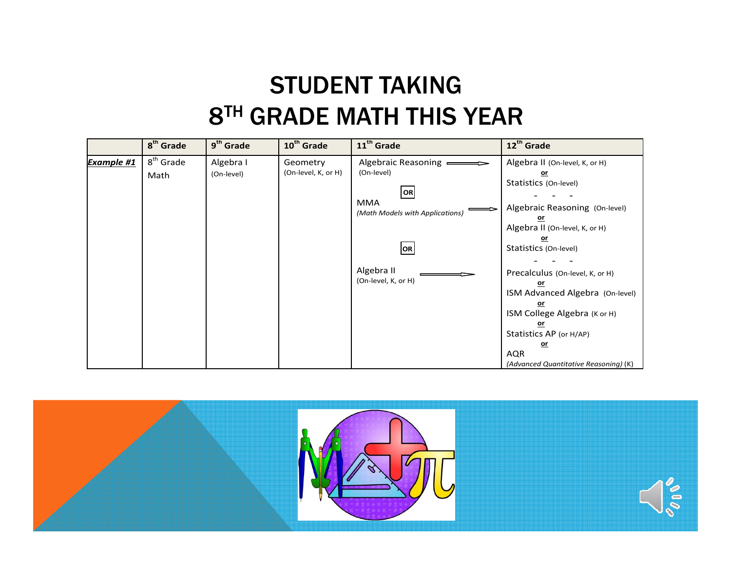# STUDENT TAKING 8TH GRADE MATH THIS YEAR

| | 8th Grade | 9th Grade | 10th Grade | 11th Grade | 12th Grade |
|---|---|---|---|---|---|
| ***Example #1*** | 8th Grade Math | Algebra I (On-level) | Geometry (On-level, K, or H) | Algebraic Reasoning (On-level) → | Algebra II (On-level, K, or H) **or** Statistics (On-level) |
| | | | | **OR** | |
| | | | | MMA *(Math Models with Applications)* → | Algebraic Reasoning (On-level) **or** Algebra II (On-level, K, or H) **or** Statistics (On-level) |
| | | | | **OR** | |
| | | | | Algebra II (On-level, K, or H) → | Precalculus (On-level, K, or H) **or** ISM Advanced Algebra (On-level) **or** ISM College Algebra (K or H) **or** Statistics AP (or H/AP) **or** AQR *(Advanced Quantitative Reasoning)* (K) |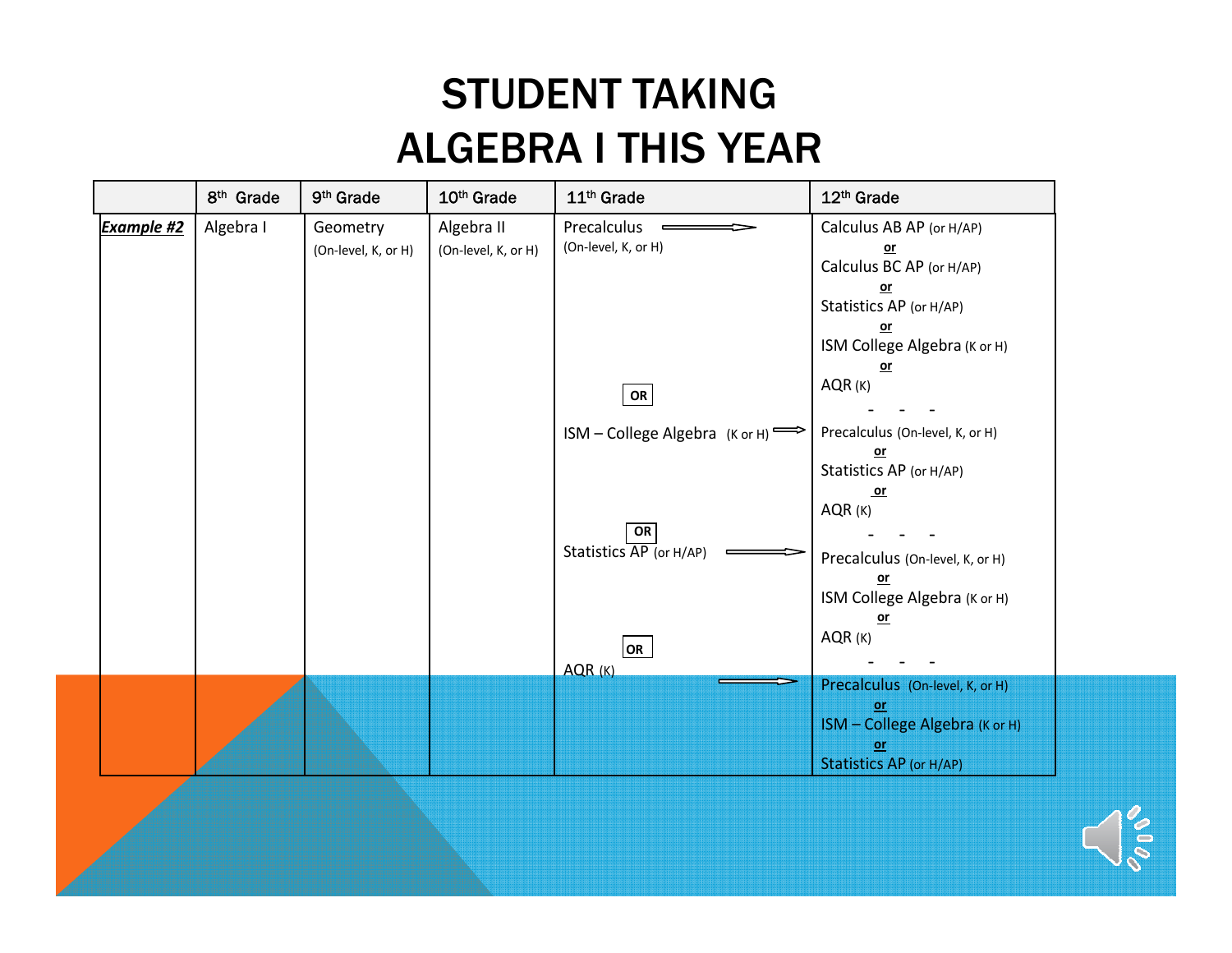# STUDENT TAKING ALGEBRA I THIS YEAR

| | 8th Grade | 9th Grade | 10th Grade | 11th Grade | 12th Grade |
|---|---|---|---|---|---|
| ***Example #2*** | Algebra I | Geometry (On-level, K, or H) | Algebra II (On-level, K, or H) | Precalculus (On-level, K, or H) ⟹ | Calculus AB AP (or H/AP) **or** Calculus BC AP (or H/AP) **or** Statistics AP (or H/AP) **or** ISM College Algebra (K or H) **or** AQR (K) |
| | | | | **OR** | - - - |
| | | | | ISM – College Algebra (K or H) ⟹ | Precalculus (On-level, K, or H) **or** Statistics AP (or H/AP) **or** AQR (K) |
| | | | | **OR** | - - - |
| | | | | Statistics AP (or H/AP) ⟹ | Precalculus (On-level, K, or H) **or** ISM College Algebra (K or H) **or** AQR (K) |
| | | | | **OR** | - - - |
| | | | | AQR (K) ⟹ | Precalculus (On-level, K, or H) **or** ISM – College Algebra (K or H) **or** Statistics AP (or H/AP) |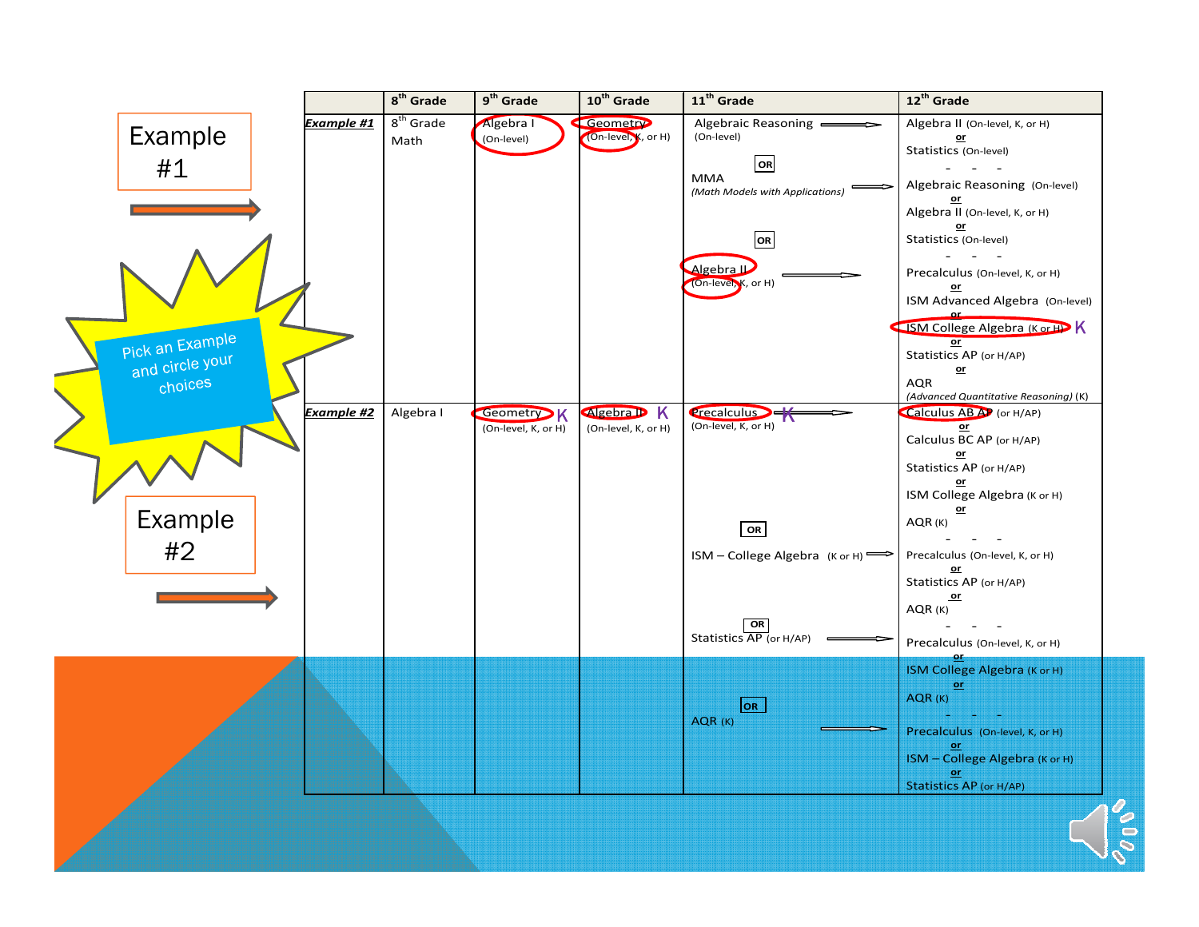Example #1

Example #2

Pick an Example and circle your choices

| | 8th Grade | 9th Grade | 10th Grade | 11th Grade | 12th Grade |
|---|---|---|---|---|---|
| ***Example #1*** | 8th Grade Math | Algebra I (On-level) | Geometry (On-level, K, or H) | Algebraic Reasoning (On-level) → | Algebra II (On-level, K, or H) **or** Statistics (On-level) |
| | | | | **OR** | |
| | | | | MMA *(Math Models with Applications)* → | Algebraic Reasoning (On-level) **or** Algebra II (On-level, K, or H) **or** Statistics (On-level) |
| | | | | **OR** | |
| | | | | Algebra II (On-level, K, or H) → | Precalculus (On-level, K, or H) **or** ISM Advanced Algebra (On-level) **or** ISM College Algebra (K or H) K **or** Statistics AP (or H/AP) **or** AQR *(Advanced Quantitative Reasoning)* (K) |
| ***Example #2*** | Algebra I | Geometry (On-level, K, or H) K | Algebra II (On-level, K, or H) K | Precalculus (On-level, K, or H) K → | Calculus AB AP (or H/AP) **or** Calculus BC AP (or H/AP) **or** Statistics AP (or H/AP) **or** ISM College Algebra (K or H) **or** AQR (K) |
| | | | | **OR** | |
| | | | | ISM – College Algebra (K or H) → | Precalculus (On-level, K, or H) **or** Statistics AP (or H/AP) **or** AQR (K) |
| | | | | **OR** | |
| | | | | Statistics AP (or H/AP) → | Precalculus (On-level, K, or H) **or** ISM College Algebra (K or H) **or** AQR (K) |
| | | | | **OR** | |
| | | | | AQR (K) → | Precalculus (On-level, K, or H) **or** ISM – College Algebra (K or H) **or** Statistics AP (or H/AP) |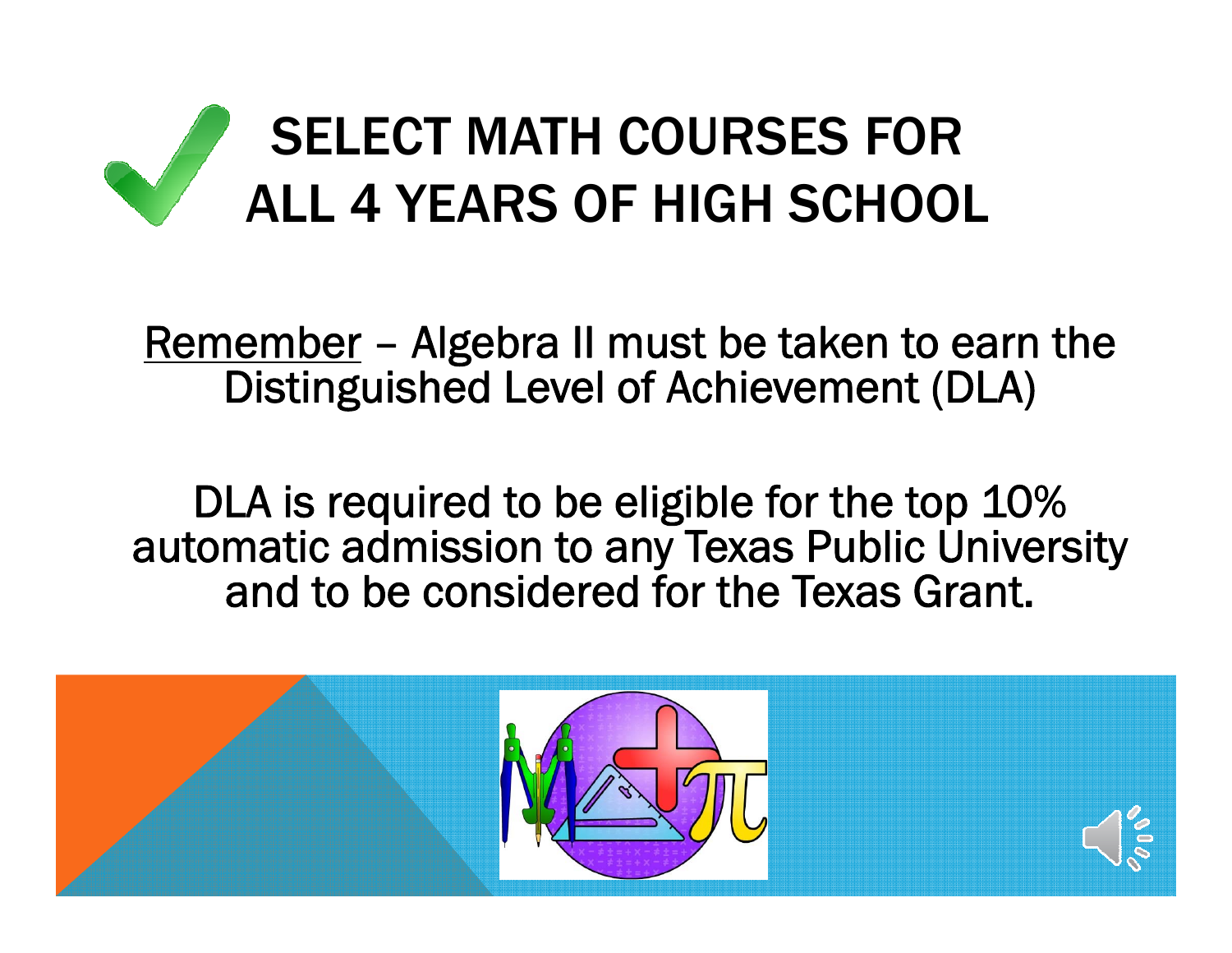# SELECT MATH COURSES FOR ALL 4 YEARS OF HIGH SCHOOL

Remember – Algebra II must be taken to earn the Distinguished Level of Achievement (DLA)

DLA is required to be eligible for the top 10% automatic admission to any Texas Public University and to be considered for the Texas Grant.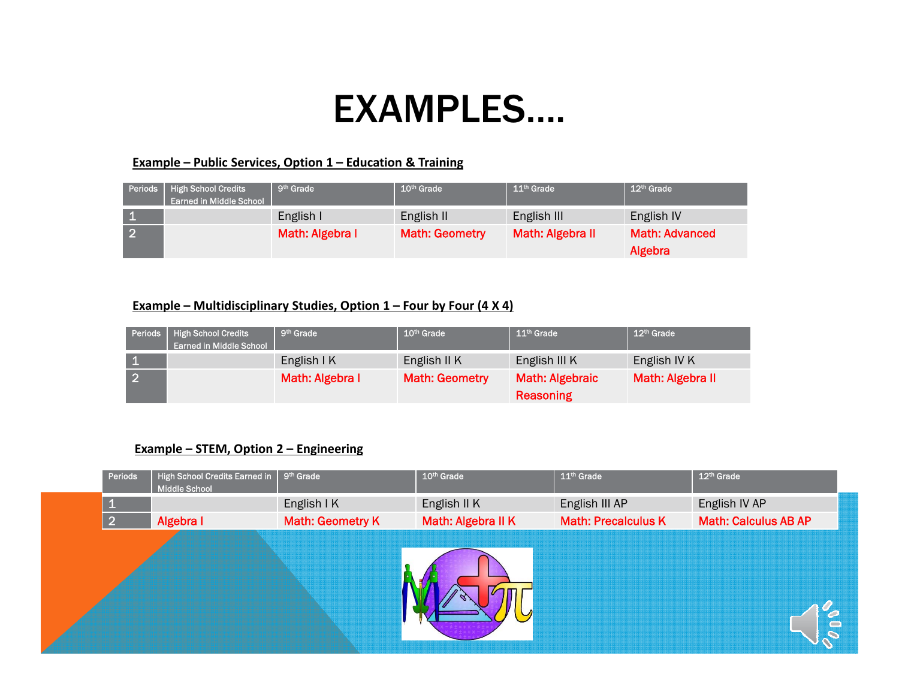# EXAMPLES….

**Example – Public Services, Option 1 – Education & Training**

| Periods | High School Credits Earned in Middle School | 9th Grade | 10th Grade | 11th Grade | 12th Grade |
|---|---|---|---|---|---|
| 1 | | English I | English II | English III | English IV |
| 2 | | Math: Algebra I | Math: Geometry | Math: Algebra II | Math: Advanced Algebra |

**Example – Multidisciplinary Studies, Option 1 – Four by Four (4 X 4)**

| Periods | High School Credits Earned in Middle School | 9th Grade | 10th Grade | 11th Grade | 12th Grade |
|---|---|---|---|---|---|
| 1 | | English I K | English II K | English III K | English IV K |
| 2 | | Math: Algebra I | Math: Geometry | Math: Algebraic Reasoning | Math: Algebra II |

**Example – STEM, Option 2 – Engineering**

| Periods | High School Credits Earned in Middle School | 9th Grade | 10th Grade | 11th Grade | 12th Grade |
|---|---|---|---|---|---|
| 1 | | English I K | English II K | English III AP | English IV AP |
| 2 | Algebra I | Math: Geometry K | Math: Algebra II K | Math: Precalculus K | Math: Calculus AB AP |